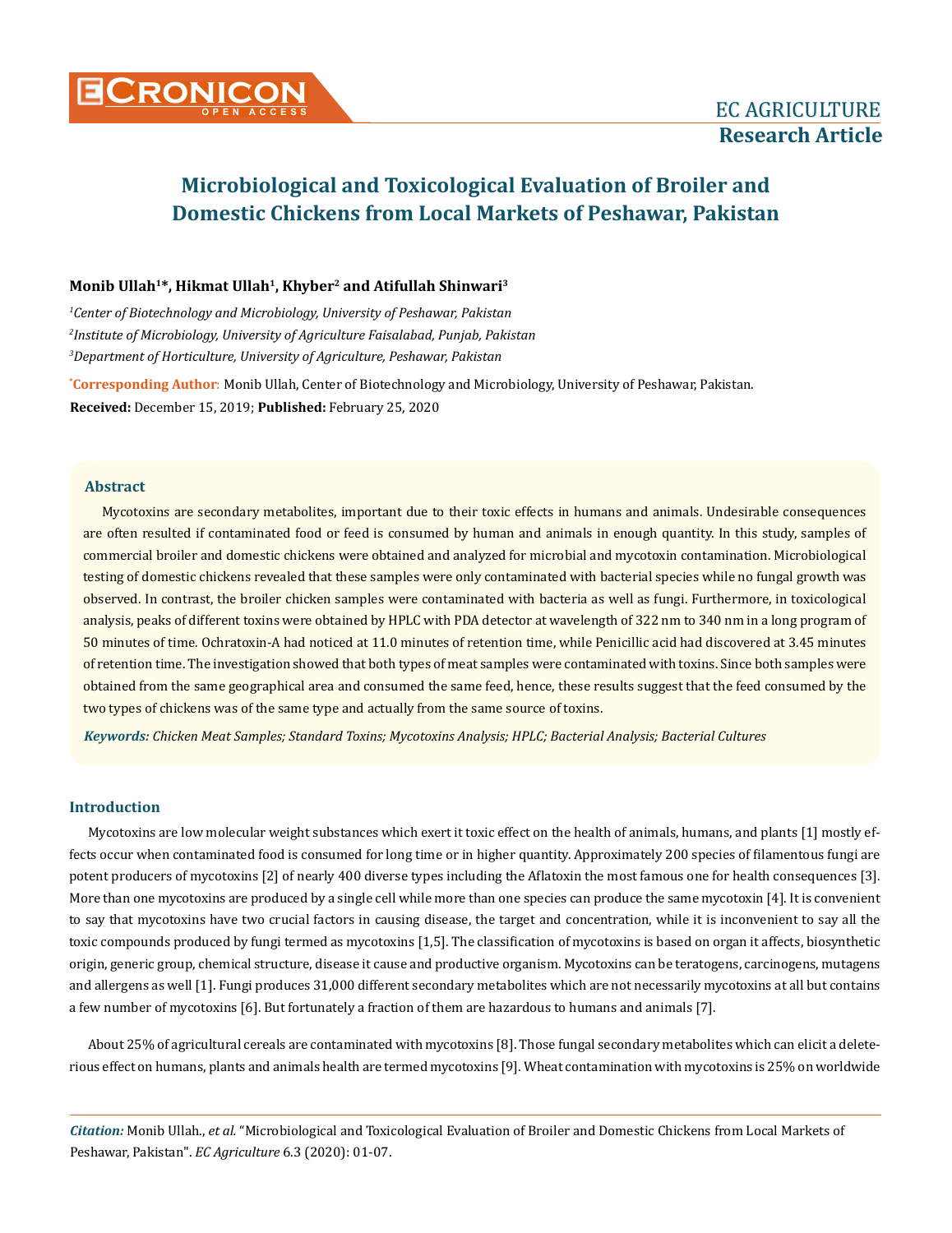# Microbiological and Toxicological Evaluation of Broiler and Domestic Chickens from Local Markets of Peshawar, Pakistan

**Monib Ullah[1]*, Hikmat Ullah[1], Khyber[2] and Atifullah Shinwari[3]**

*[1]Center of Biotechnology and Microbiology, University of Peshawar, Pakistan*

*[2]Institute of Microbiology, University of Agriculture Faisalabad, Punjab, Pakistan*

*[3]Department of Horticulture, University of Agriculture, Peshawar, Pakistan*

***Corresponding Author**: Monib Ullah, Center of Biotechnology and Microbiology, University of Peshawar, Pakistan.

**Received:** December 15, 2019; **Published:** February 25, 2020

## Abstract

Mycotoxins are secondary metabolites, important due to their toxic effects in humans and animals. Undesirable consequences are often resulted if contaminated food or feed is consumed by human and animals in enough quantity. In this study, samples of commercial broiler and domestic chickens were obtained and analyzed for microbial and mycotoxin contamination. Microbiological testing of domestic chickens revealed that these samples were only contaminated with bacterial species while no fungal growth was observed. In contrast, the broiler chicken samples were contaminated with bacteria as well as fungi. Furthermore, in toxicological analysis, peaks of different toxins were obtained by HPLC with PDA detector at wavelength of 322 nm to 340 nm in a long program of 50 minutes of time. Ochratoxin-A had noticed at 11.0 minutes of retention time, while Penicillic acid had discovered at 3.45 minutes of retention time. The investigation showed that both types of meat samples were contaminated with toxins. Since both samples were obtained from the same geographical area and consumed the same feed, hence, these results suggest that the feed consumed by the two types of chickens was of the same type and actually from the same source of toxins.

***Keywords:*** *Chicken Meat Samples; Standard Toxins; Mycotoxins Analysis; HPLC; Bacterial Analysis; Bacterial Cultures*

## Introduction

Mycotoxins are low molecular weight substances which exert it toxic effect on the health of animals, humans, and plants [1] mostly effects occur when contaminated food is consumed for long time or in higher quantity. Approximately 200 species of filamentous fungi are potent producers of mycotoxins [2] of nearly 400 diverse types including the Aflatoxin the most famous one for health consequences [3]. More than one mycotoxins are produced by a single cell while more than one species can produce the same mycotoxin [4]. It is convenient to say that mycotoxins have two crucial factors in causing disease, the target and concentration, while it is inconvenient to say all the toxic compounds produced by fungi termed as mycotoxins [1,5]. The classification of mycotoxins is based on organ it affects, biosynthetic origin, generic group, chemical structure, disease it cause and productive organism. Mycotoxins can be teratogens, carcinogens, mutagens and allergens as well [1]. Fungi produces 31,000 different secondary metabolites which are not necessarily mycotoxins at all but contains a few number of mycotoxins [6]. But fortunately a fraction of them are hazardous to humans and animals [7].

About 25% of agricultural cereals are contaminated with mycotoxins [8]. Those fungal secondary metabolites which can elicit a deleterious effect on humans, plants and animals health are termed mycotoxins [9]. Wheat contamination with mycotoxins is 25% on worldwide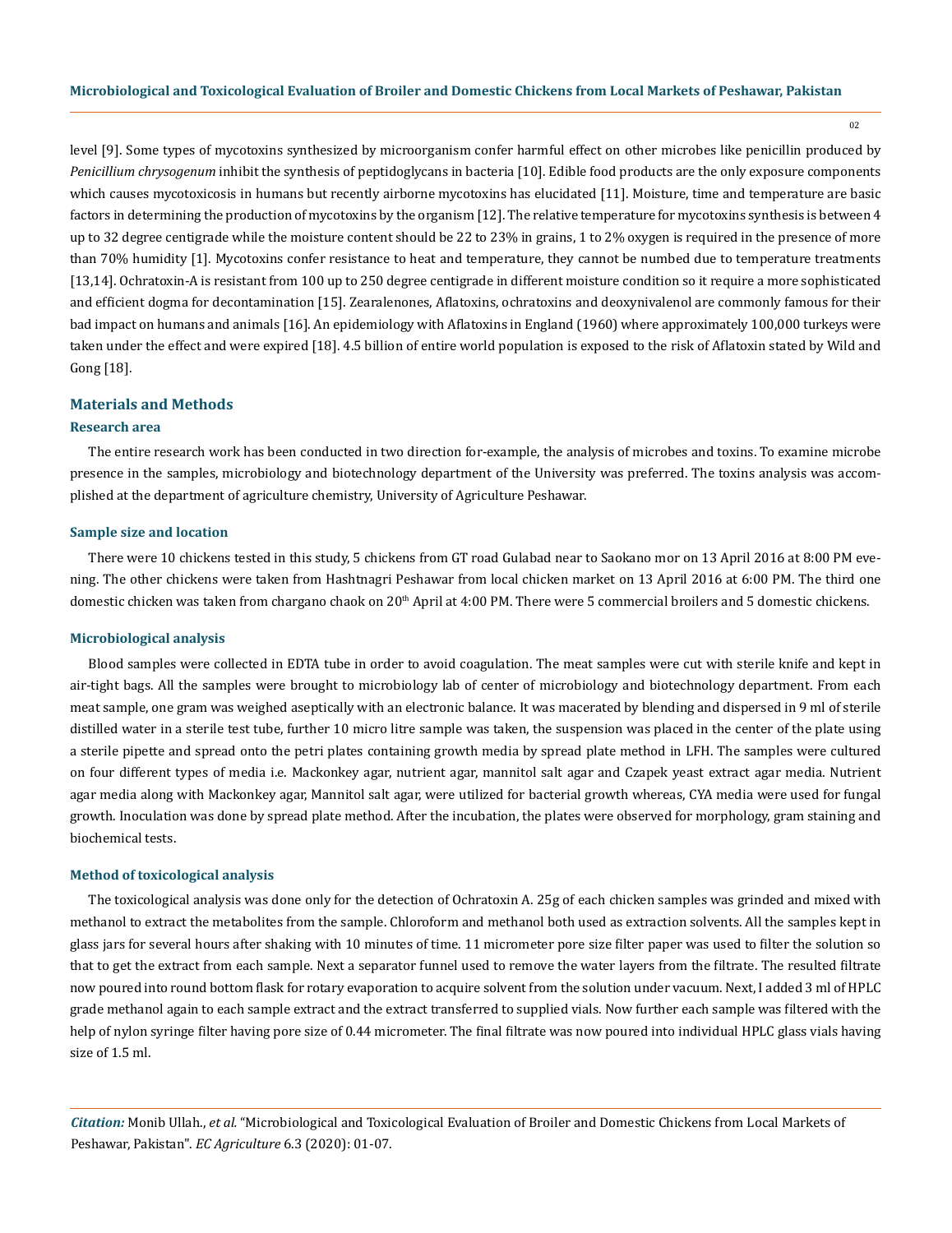level [9]. Some types of mycotoxins synthesized by microorganism confer harmful effect on other microbes like penicillin produced by *Penicillium chrysogenum* inhibit the synthesis of peptidoglycans in bacteria [10]. Edible food products are the only exposure components which causes mycotoxicosis in humans but recently airborne mycotoxins has elucidated [11]. Moisture, time and temperature are basic factors in determining the production of mycotoxins by the organism [12]. The relative temperature for mycotoxins synthesis is between 4 up to 32 degree centigrade while the moisture content should be 22 to 23% in grains, 1 to 2% oxygen is required in the presence of more than 70% humidity [1]. Mycotoxins confer resistance to heat and temperature, they cannot be numbed due to temperature treatments [13,14]. Ochratoxin-A is resistant from 100 up to 250 degree centigrade in different moisture condition so it require a more sophisticated and efficient dogma for decontamination [15]. Zearalenones, Aflatoxins, ochratoxins and deoxynivalenol are commonly famous for their bad impact on humans and animals [16]. An epidemiology with Aflatoxins in England (1960) where approximately 100,000 turkeys were taken under the effect and were expired [18]. 4.5 billion of entire world population is exposed to the risk of Aflatoxin stated by Wild and Gong [18].

## Materials and Methods

### Research area

The entire research work has been conducted in two direction for-example, the analysis of microbes and toxins. To examine microbe presence in the samples, microbiology and biotechnology department of the University was preferred. The toxins analysis was accomplished at the department of agriculture chemistry, University of Agriculture Peshawar.

### Sample size and location

There were 10 chickens tested in this study, 5 chickens from GT road Gulabad near to Saokano mor on 13 April 2016 at 8:00 PM evening. The other chickens were taken from Hashtnagri Peshawar from local chicken market on 13 April 2016 at 6:00 PM. The third one domestic chicken was taken from chargano chaok on 20th April at 4:00 PM. There were 5 commercial broilers and 5 domestic chickens.

### Microbiological analysis

Blood samples were collected in EDTA tube in order to avoid coagulation. The meat samples were cut with sterile knife and kept in air-tight bags. All the samples were brought to microbiology lab of center of microbiology and biotechnology department. From each meat sample, one gram was weighed aseptically with an electronic balance. It was macerated by blending and dispersed in 9 ml of sterile distilled water in a sterile test tube, further 10 micro litre sample was taken, the suspension was placed in the center of the plate using a sterile pipette and spread onto the petri plates containing growth media by spread plate method in LFH. The samples were cultured on four different types of media i.e. Mackonkey agar, nutrient agar, mannitol salt agar and Czapek yeast extract agar media. Nutrient agar media along with Mackonkey agar, Mannitol salt agar, were utilized for bacterial growth whereas, CYA media were used for fungal growth. Inoculation was done by spread plate method. After the incubation, the plates were observed for morphology, gram staining and biochemical tests.

### Method of toxicological analysis

The toxicological analysis was done only for the detection of Ochratoxin A. 25g of each chicken samples was grinded and mixed with methanol to extract the metabolites from the sample. Chloroform and methanol both used as extraction solvents. All the samples kept in glass jars for several hours after shaking with 10 minutes of time. 11 micrometer pore size filter paper was used to filter the solution so that to get the extract from each sample. Next a separator funnel used to remove the water layers from the filtrate. The resulted filtrate now poured into round bottom flask for rotary evaporation to acquire solvent from the solution under vacuum. Next, I added 3 ml of HPLC grade methanol again to each sample extract and the extract transferred to supplied vials. Now further each sample was filtered with the help of nylon syringe filter having pore size of 0.44 micrometer. The final filtrate was now poured into individual HPLC glass vials having size of 1.5 ml.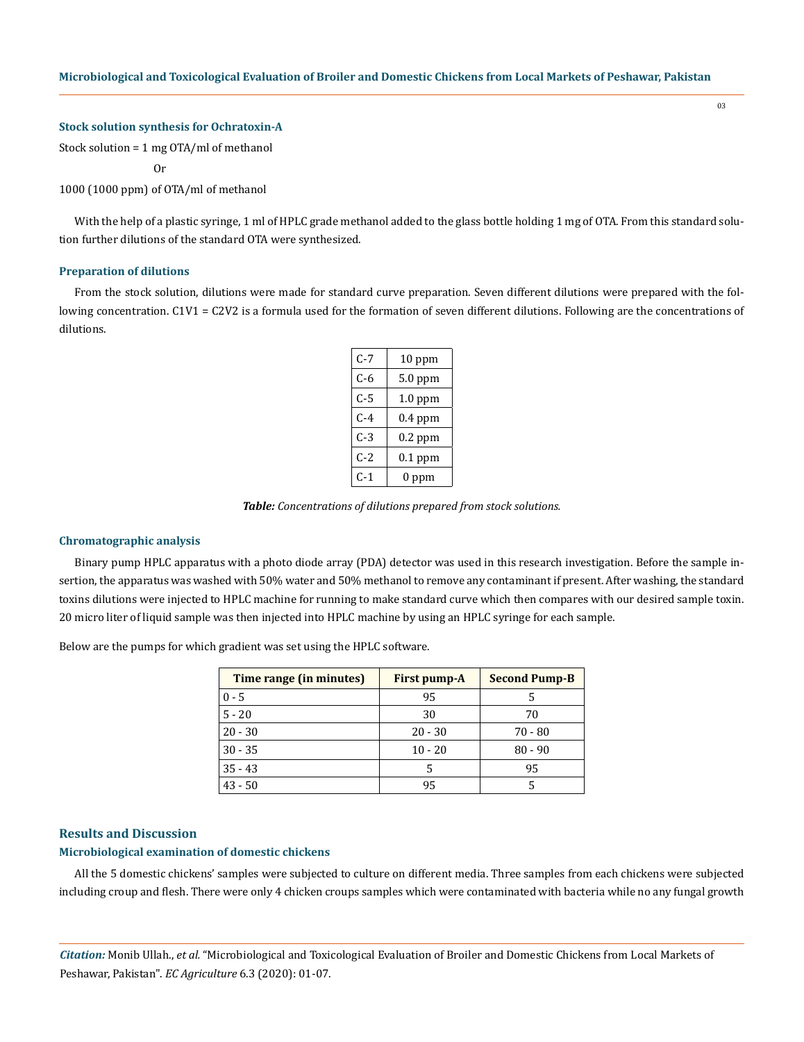#### Stock solution synthesis for Ochratoxin-A

Stock solution = 1 mg OTA/ml of methanol

Or

1000 (1000 ppm) of OTA/ml of methanol

With the help of a plastic syringe, 1 ml of HPLC grade methanol added to the glass bottle holding 1 mg of OTA. From this standard solution further dilutions of the standard OTA were synthesized.

#### Preparation of dilutions

From the stock solution, dilutions were made for standard curve preparation. Seven different dilutions were prepared with the following concentration. C1V1 = C2V2 is a formula used for the formation of seven different dilutions. Following are the concentrations of dilutions.

| | |
|---|---|
| C-7 | 10 ppm |
| C-6 | 5.0 ppm |
| C-5 | 1.0 ppm |
| C-4 | 0.4 ppm |
| C-3 | 0.2 ppm |
| C-2 | 0.1 ppm |
| C-1 | 0 ppm |

***Table:*** *Concentrations of dilutions prepared from stock solutions.*

#### Chromatographic analysis

Binary pump HPLC apparatus with a photo diode array (PDA) detector was used in this research investigation. Before the sample insertion, the apparatus was washed with 50% water and 50% methanol to remove any contaminant if present. After washing, the standard toxins dilutions were injected to HPLC machine for running to make standard curve which then compares with our desired sample toxin. 20 micro liter of liquid sample was then injected into HPLC machine by using an HPLC syringe for each sample.

Below are the pumps for which gradient was set using the HPLC software.

| Time range (in minutes) | First pump-A | Second Pump-B |
|---|---|---|
| 0 - 5 | 95 | 5 |
| 5 - 20 | 30 | 70 |
| 20 - 30 | 20 - 30 | 70 - 80 |
| 30 - 35 | 10 - 20 | 80 - 90 |
| 35 - 43 | 5 | 95 |
| 43 - 50 | 95 | 5 |

## Results and Discussion

#### Microbiological examination of domestic chickens

All the 5 domestic chickens' samples were subjected to culture on different media. Three samples from each chickens were subjected including croup and flesh. There were only 4 chicken croups samples which were contaminated with bacteria while no any fungal growth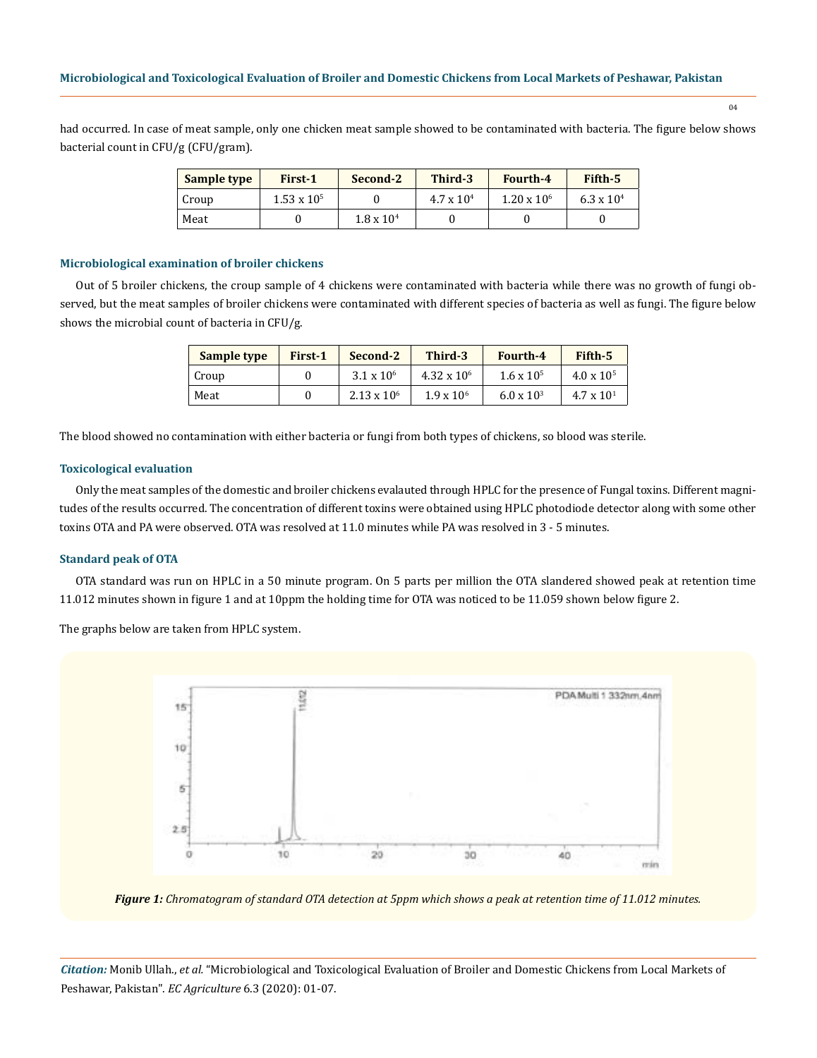had occurred. In case of meat sample, only one chicken meat sample showed to be contaminated with bacteria. The figure below shows bacterial count in CFU/g (CFU/gram).

| Sample type | First-1 | Second-2 | Third-3 | Fourth-4 | Fifth-5 |
|---|---|---|---|---|---|
| Croup | $1.53 \times 10^5$ | 0 | $4.7 \times 10^4$ | $1.20 \times 10^6$ | $6.3 \times 10^4$ |
| Meat | 0 | $1.8 \times 10^4$ | 0 | 0 | 0 |

### Microbiological examination of broiler chickens

Out of 5 broiler chickens, the croup sample of 4 chickens were contaminated with bacteria while there was no growth of fungi observed, but the meat samples of broiler chickens were contaminated with different species of bacteria as well as fungi. The figure below shows the microbial count of bacteria in CFU/g.

| Sample type | First-1 | Second-2 | Third-3 | Fourth-4 | Fifth-5 |
|---|---|---|---|---|---|
| Croup | 0 | $3.1 \times 10^6$ | $4.32 \times 10^6$ | $1.6 \times 10^5$ | $4.0 \times 10^5$ |
| Meat | 0 | $2.13 \times 10^6$ | $1.9 \times 10^6$ | $6.0 \times 10^3$ | $4.7 \times 10^1$ |

The blood showed no contamination with either bacteria or fungi from both types of chickens, so blood was sterile.

### Toxicological evaluation

Only the meat samples of the domestic and broiler chickens evalauted through HPLC for the presence of Fungal toxins. Different magnitudes of the results occurred. The concentration of different toxins were obtained using HPLC photodiode detector along with some other toxins OTA and PA were observed. OTA was resolved at 11.0 minutes while PA was resolved in 3 - 5 minutes.

### Standard peak of OTA

OTA standard was run on HPLC in a 50 minute program. On 5 parts per million the OTA slandered showed peak at retention time 11.012 minutes shown in figure 1 and at 10ppm the holding time for OTA was noticed to be 11.059 shown below figure 2.

The graphs below are taken from HPLC system.

*Figure 1: Chromatogram of standard OTA detection at 5ppm which shows a peak at retention time of 11.012 minutes.*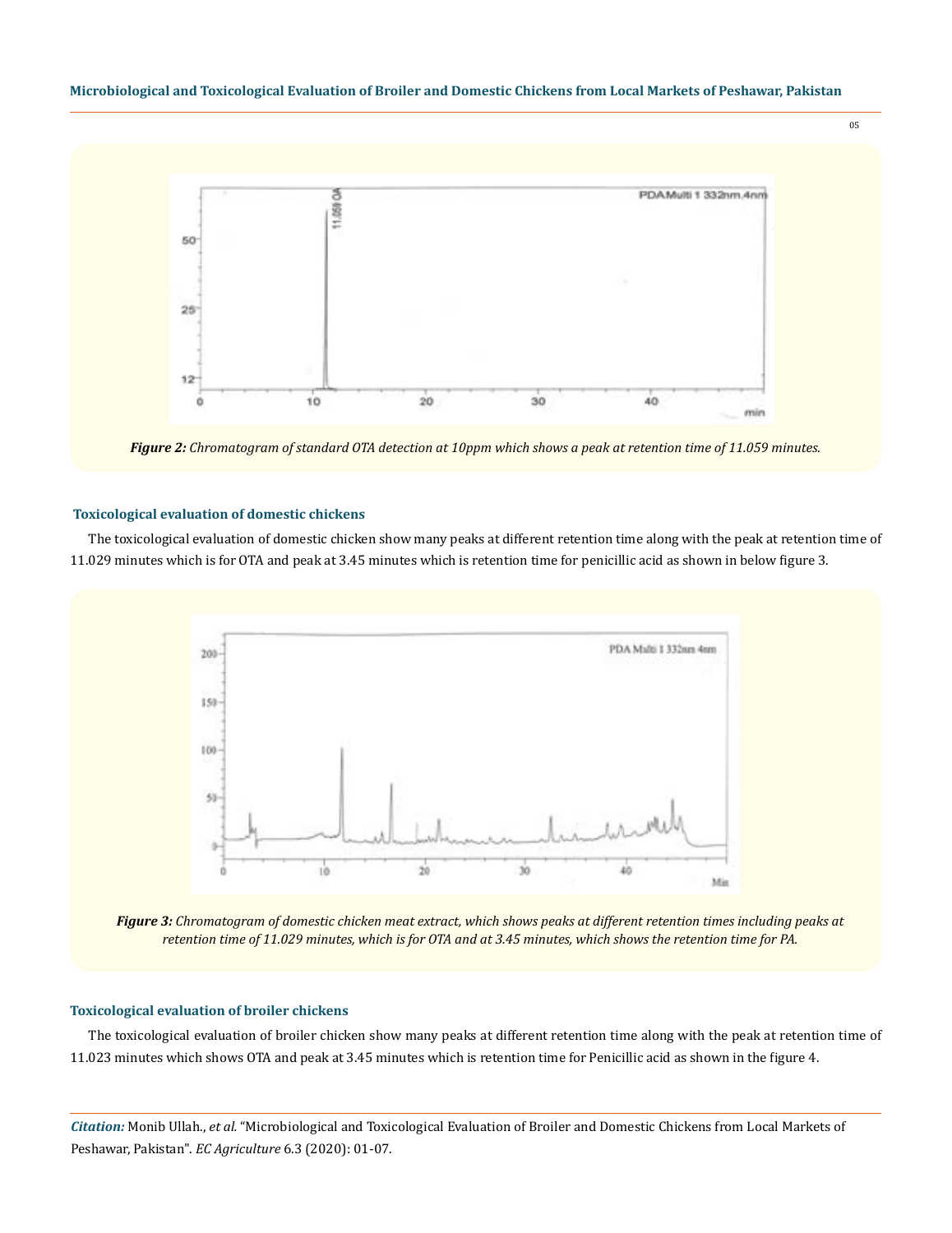*Figure 2: Chromatogram of standard OTA detection at 10ppm which shows a peak at retention time of 11.059 minutes.*

### Toxicological evaluation of domestic chickens

The toxicological evaluation of domestic chicken show many peaks at different retention time along with the peak at retention time of 11.029 minutes which is for OTA and peak at 3.45 minutes which is retention time for penicillic acid as shown in below figure 3.

*Figure 3: Chromatogram of domestic chicken meat extract, which shows peaks at different retention times including peaks at retention time of 11.029 minutes, which is for OTA and at 3.45 minutes, which shows the retention time for PA.*

### Toxicological evaluation of broiler chickens

The toxicological evaluation of broiler chicken show many peaks at different retention time along with the peak at retention time of 11.023 minutes which shows OTA and peak at 3.45 minutes which is retention time for Penicillic acid as shown in the figure 4.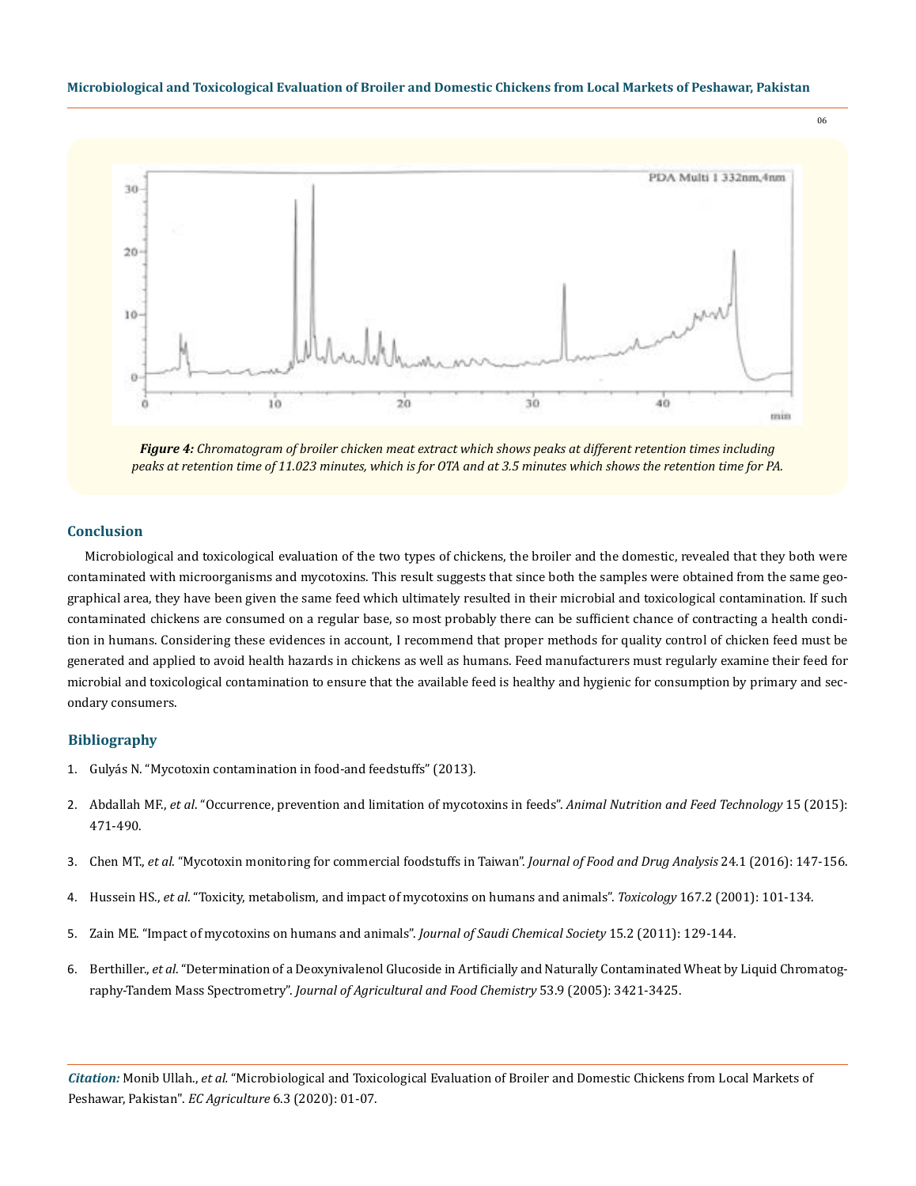*Figure 4: Chromatogram of broiler chicken meat extract which shows peaks at different retention times including peaks at retention time of 11.023 minutes, which is for OTA and at 3.5 minutes which shows the retention time for PA.*

## Conclusion

Microbiological and toxicological evaluation of the two types of chickens, the broiler and the domestic, revealed that they both were contaminated with microorganisms and mycotoxins. This result suggests that since both the samples were obtained from the same geographical area, they have been given the same feed which ultimately resulted in their microbial and toxicological contamination. If such contaminated chickens are consumed on a regular base, so most probably there can be sufficient chance of contracting a health condition in humans. Considering these evidences in account, I recommend that proper methods for quality control of chicken feed must be generated and applied to avoid health hazards in chickens as well as humans. Feed manufacturers must regularly examine their feed for microbial and toxicological contamination to ensure that the available feed is healthy and hygienic for consumption by primary and secondary consumers.

## Bibliography

1. Gulyás N. "Mycotoxin contamination in food-and feedstuffs" (2013).
2. Abdallah MF., *et al*. "Occurrence, prevention and limitation of mycotoxins in feeds". *Animal Nutrition and Feed Technology* 15 (2015): 471-490.
3. Chen MT., *et al*. "Mycotoxin monitoring for commercial foodstuffs in Taiwan". *Journal of Food and Drug Analysis* 24.1 (2016): 147-156.
4. Hussein HS., *et al*. "Toxicity, metabolism, and impact of mycotoxins on humans and animals". *Toxicology* 167.2 (2001): 101-134.
5. Zain ME. "Impact of mycotoxins on humans and animals". *Journal of Saudi Chemical Society* 15.2 (2011): 129-144.
6. Berthiller., *et al*. "Determination of a Deoxynivalenol Glucoside in Artificially and Naturally Contaminated Wheat by Liquid Chromatography-Tandem Mass Spectrometry". *Journal of Agricultural and Food Chemistry* 53.9 (2005): 3421-3425.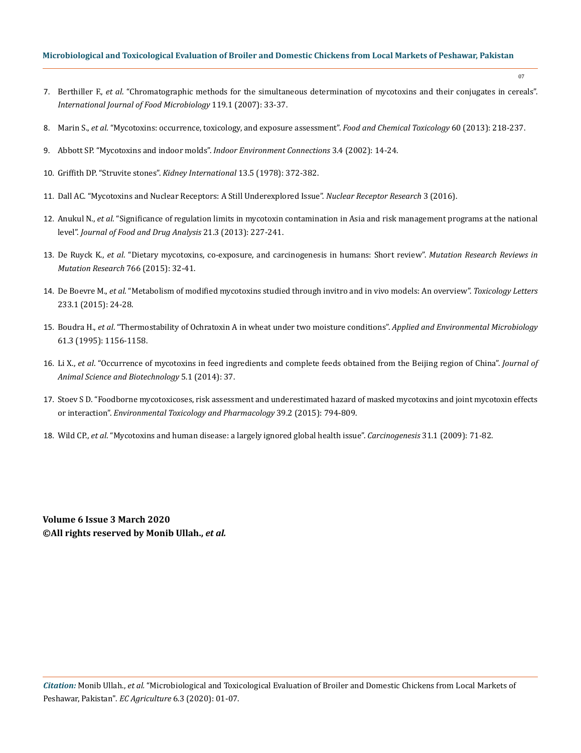7. Berthiller F., *et al*. "Chromatographic methods for the simultaneous determination of mycotoxins and their conjugates in cereals". *International Journal of Food Microbiology* 119.1 (2007): 33-37.

8. Marin S., *et al*. "Mycotoxins: occurrence, toxicology, and exposure assessment". *Food and Chemical Toxicology* 60 (2013): 218-237.

9. Abbott SP. "Mycotoxins and indoor molds". *Indoor Environment Connections* 3.4 (2002): 14-24.

10. Griffith DP. "Struvite stones". *Kidney International* 13.5 (1978): 372-382.

11. Dall AC. "Mycotoxins and Nuclear Receptors: A Still Underexplored Issue". *Nuclear Receptor Research* 3 (2016).

12. Anukul N., *et al*. "Significance of regulation limits in mycotoxin contamination in Asia and risk management programs at the national level". *Journal of Food and Drug Analysis* 21.3 (2013): 227-241.

13. De Ruyck K., *et al*. "Dietary mycotoxins, co-exposure, and carcinogenesis in humans: Short review". *Mutation Research Reviews in Mutation Research* 766 (2015): 32-41.

14. De Boevre M., *et al*. "Metabolism of modified mycotoxins studied through invitro and in vivo models: An overview". *Toxicology Letters* 233.1 (2015): 24-28.

15. Boudra H., *et al*. "Thermostability of Ochratoxin A in wheat under two moisture conditions". *Applied and Environmental Microbiology* 61.3 (1995): 1156-1158.

16. Li X., *et al*. "Occurrence of mycotoxins in feed ingredients and complete feeds obtained from the Beijing region of China". *Journal of Animal Science and Biotechnology* 5.1 (2014): 37.

17. Stoev S D. "Foodborne mycotoxicoses, risk assessment and underestimated hazard of masked mycotoxins and joint mycotoxin effects or interaction". *Environmental Toxicology and Pharmacology* 39.2 (2015): 794-809.

18. Wild CP., *et al*. "Mycotoxins and human disease: a largely ignored global health issue". *Carcinogenesis* 31.1 (2009): 71-82.

**Volume 6 Issue 3 March 2020**
**©All rights reserved by Monib Ullah., *et al.***